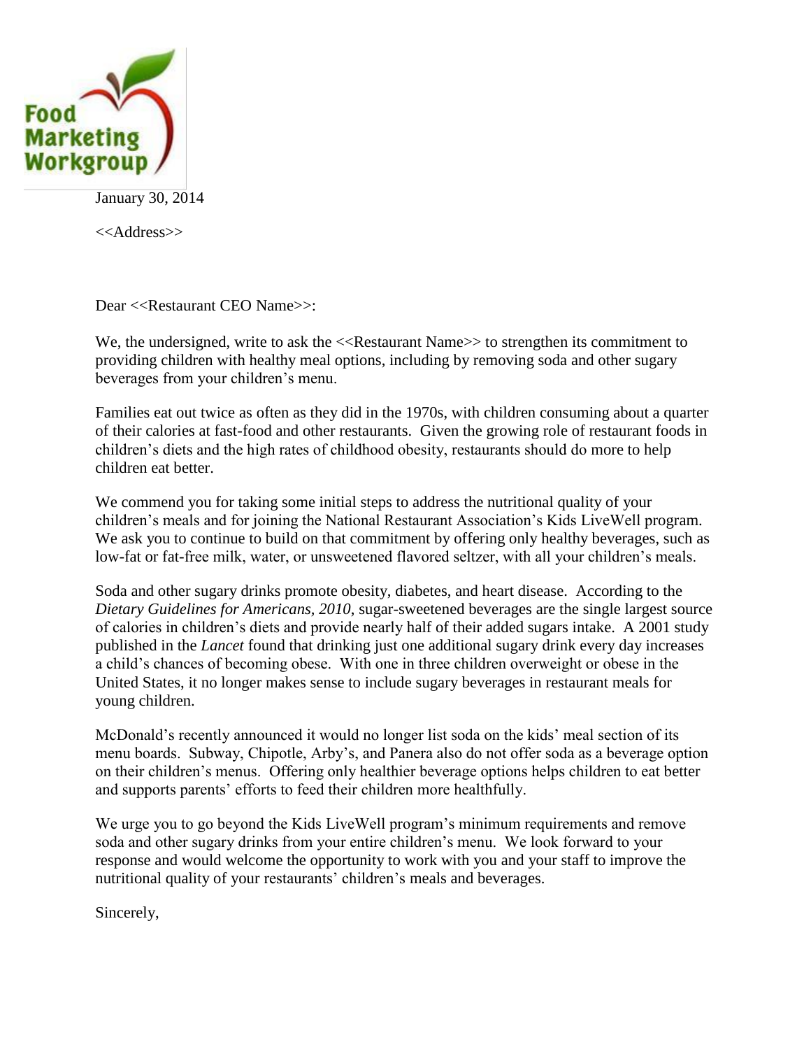Food Marketing Workgroup

January 30, 2014

<<Address>>

Dear <<Restaurant CEO Name>>:

We, the undersigned, write to ask the <<Restaurant Name>> to strengthen its commitment to providing children with healthy meal options, including by removing soda and other sugary beverages from your children's menu.

Families eat out twice as often as they did in the 1970s, with children consuming about a quarter of their calories at fast-food and other restaurants. Given the growing role of restaurant foods in children's diets and the high rates of childhood obesity, restaurants should do more to help children eat better.

We commend you for taking some initial steps to address the nutritional quality of your children's meals and for joining the National Restaurant Association's Kids LiveWell program. We ask you to continue to build on that commitment by offering only healthy beverages, such as low-fat or fat-free milk, water, or unsweetened flavored seltzer, with all your children's meals.

Soda and other sugary drinks promote obesity, diabetes, and heart disease. According to the *Dietary Guidelines for Americans, 2010*, sugar-sweetened beverages are the single largest source of calories in children's diets and provide nearly half of their added sugars intake. A 2001 study published in the *Lancet* found that drinking just one additional sugary drink every day increases a child's chances of becoming obese. With one in three children overweight or obese in the United States, it no longer makes sense to include sugary beverages in restaurant meals for young children.

McDonald's recently announced it would no longer list soda on the kids' meal section of its menu boards. Subway, Chipotle, Arby's, and Panera also do not offer soda as a beverage option on their children's menus. Offering only healthier beverage options helps children to eat better and supports parents' efforts to feed their children more healthfully.

We urge you to go beyond the Kids LiveWell program's minimum requirements and remove soda and other sugary drinks from your entire children's menu. We look forward to your response and would welcome the opportunity to work with you and your staff to improve the nutritional quality of your restaurants' children's meals and beverages.

Sincerely,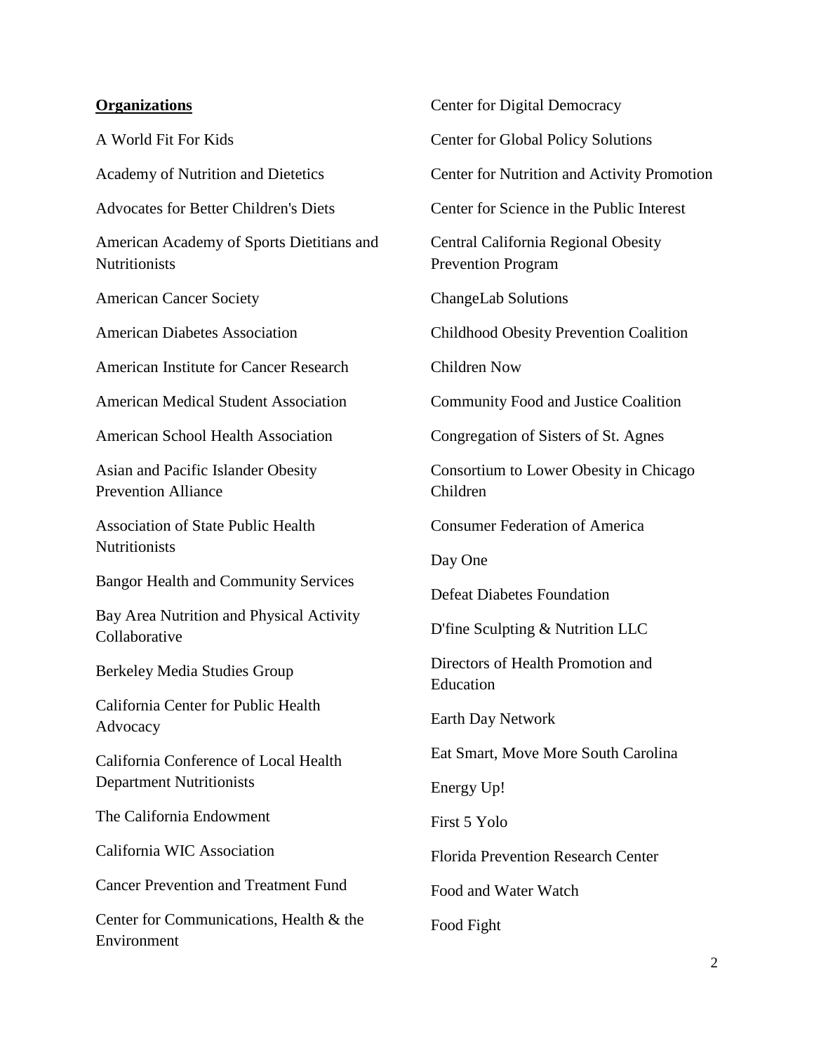**Organizations**

A World Fit For Kids

Academy of Nutrition and Dietetics

Advocates for Better Children's Diets

American Academy of Sports Dietitians and Nutritionists

American Cancer Society

American Diabetes Association

American Institute for Cancer Research

American Medical Student Association

American School Health Association

Asian and Pacific Islander Obesity Prevention Alliance

Association of State Public Health Nutritionists

Bangor Health and Community Services

Bay Area Nutrition and Physical Activity Collaborative

Berkeley Media Studies Group

California Center for Public Health Advocacy

California Conference of Local Health Department Nutritionists

The California Endowment

California WIC Association

Cancer Prevention and Treatment Fund

Center for Communications, Health & the Environment

Center for Digital Democracy

Center for Global Policy Solutions

Center for Nutrition and Activity Promotion

Center for Science in the Public Interest

Central California Regional Obesity Prevention Program

ChangeLab Solutions

Childhood Obesity Prevention Coalition

Children Now

Community Food and Justice Coalition

Congregation of Sisters of St. Agnes

Consortium to Lower Obesity in Chicago Children

Consumer Federation of America

Day One

Defeat Diabetes Foundation

D'fine Sculpting & Nutrition LLC

Directors of Health Promotion and Education

Earth Day Network

Eat Smart, Move More South Carolina

Energy Up!

First 5 Yolo

Florida Prevention Research Center

Food and Water Watch

Food Fight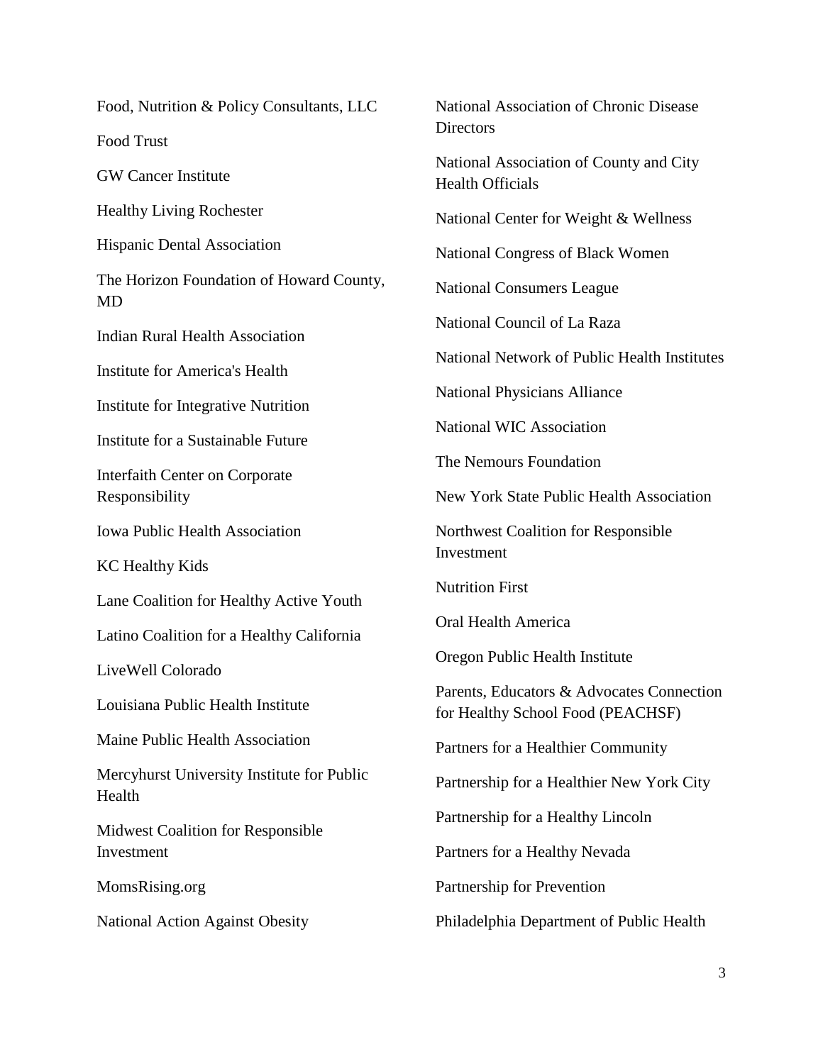Food, Nutrition & Policy Consultants, LLC

Food Trust

GW Cancer Institute

Healthy Living Rochester

Hispanic Dental Association

The Horizon Foundation of Howard County, MD

Indian Rural Health Association

Institute for America's Health

Institute for Integrative Nutrition

Institute for a Sustainable Future

Interfaith Center on Corporate Responsibility

Iowa Public Health Association

KC Healthy Kids

Lane Coalition for Healthy Active Youth

Latino Coalition for a Healthy California

LiveWell Colorado

Louisiana Public Health Institute

Maine Public Health Association

Mercyhurst University Institute for Public Health

Midwest Coalition for Responsible Investment

MomsRising.org

National Action Against Obesity

National Association of Chronic Disease Directors

National Association of County and City Health Officials

National Center for Weight & Wellness

National Congress of Black Women

National Consumers League

National Council of La Raza

National Network of Public Health Institutes

National Physicians Alliance

National WIC Association

The Nemours Foundation

New York State Public Health Association

Northwest Coalition for Responsible Investment

Nutrition First

Oral Health America

Oregon Public Health Institute

Parents, Educators & Advocates Connection for Healthy School Food (PEACHSF)

Partners for a Healthier Community

Partnership for a Healthier New York City

Partnership for a Healthy Lincoln

Partners for a Healthy Nevada

Partnership for Prevention

Philadelphia Department of Public Health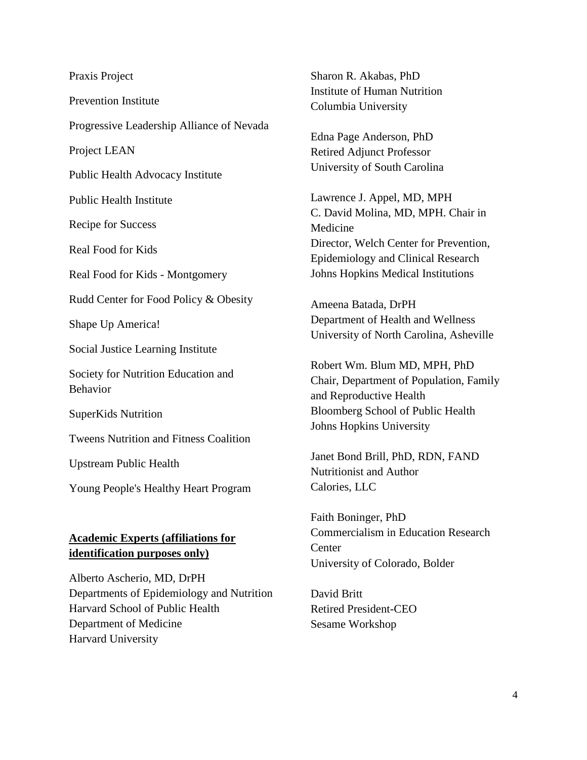Praxis Project

Prevention Institute

Progressive Leadership Alliance of Nevada

Project LEAN

Public Health Advocacy Institute

Public Health Institute

Recipe for Success

Real Food for Kids

Real Food for Kids - Montgomery

Rudd Center for Food Policy & Obesity

Shape Up America!

Social Justice Learning Institute

Society for Nutrition Education and Behavior

SuperKids Nutrition

Tweens Nutrition and Fitness Coalition

Upstream Public Health

Young People's Healthy Heart Program

**Academic Experts (affiliations for identification purposes only)**

Alberto Ascherio, MD, DrPH
Departments of Epidemiology and Nutrition
Harvard School of Public Health
Department of Medicine
Harvard University

Sharon R. Akabas, PhD
Institute of Human Nutrition
Columbia University

Edna Page Anderson, PhD
Retired Adjunct Professor
University of South Carolina

Lawrence J. Appel, MD, MPH
C. David Molina, MD, MPH. Chair in Medicine
Director, Welch Center for Prevention, Epidemiology and Clinical Research
Johns Hopkins Medical Institutions

Ameena Batada, DrPH
Department of Health and Wellness
University of North Carolina, Asheville

Robert Wm. Blum MD, MPH, PhD
Chair, Department of Population, Family and Reproductive Health
Bloomberg School of Public Health
Johns Hopkins University

Janet Bond Brill, PhD, RDN, FAND
Nutritionist and Author
Calories, LLC

Faith Boninger, PhD
Commercialism in Education Research Center
University of Colorado, Bolder

David Britt
Retired President-CEO
Sesame Workshop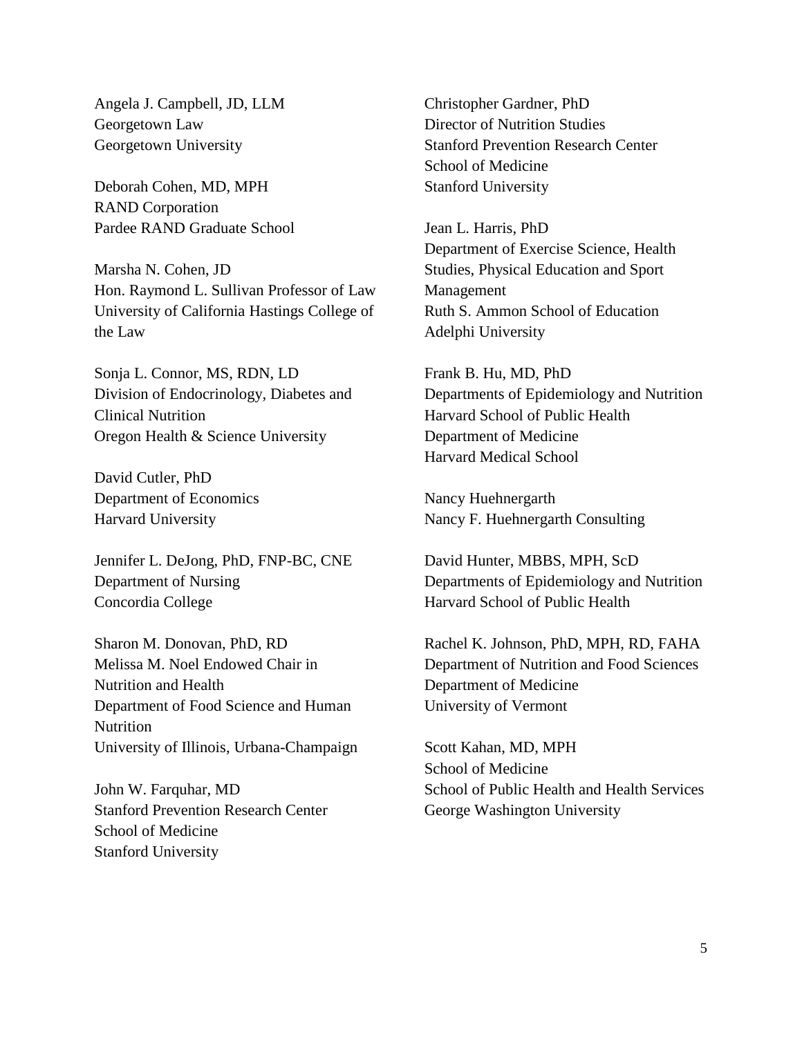Angela J. Campbell, JD, LLM
Georgetown Law
Georgetown University

Deborah Cohen, MD, MPH
RAND Corporation
Pardee RAND Graduate School

Marsha N. Cohen, JD
Hon. Raymond L. Sullivan Professor of Law
University of California Hastings College of the Law

Sonja L. Connor, MS, RDN, LD
Division of Endocrinology, Diabetes and Clinical Nutrition
Oregon Health & Science University

David Cutler, PhD
Department of Economics
Harvard University

Jennifer L. DeJong, PhD, FNP-BC, CNE
Department of Nursing
Concordia College

Sharon M. Donovan, PhD, RD
Melissa M. Noel Endowed Chair in Nutrition and Health
Department of Food Science and Human Nutrition
University of Illinois, Urbana-Champaign

John W. Farquhar, MD
Stanford Prevention Research Center
School of Medicine
Stanford University

Christopher Gardner, PhD
Director of Nutrition Studies
Stanford Prevention Research Center
School of Medicine
Stanford University

Jean L. Harris, PhD
Department of Exercise Science, Health Studies, Physical Education and Sport Management
Ruth S. Ammon School of Education
Adelphi University

Frank B. Hu, MD, PhD
Departments of Epidemiology and Nutrition
Harvard School of Public Health
Department of Medicine
Harvard Medical School

Nancy Huehnergarth
Nancy F. Huehnergarth Consulting

David Hunter, MBBS, MPH, ScD
Departments of Epidemiology and Nutrition
Harvard School of Public Health

Rachel K. Johnson, PhD, MPH, RD, FAHA
Department of Nutrition and Food Sciences
Department of Medicine
University of Vermont

Scott Kahan, MD, MPH
School of Medicine
School of Public Health and Health Services
George Washington University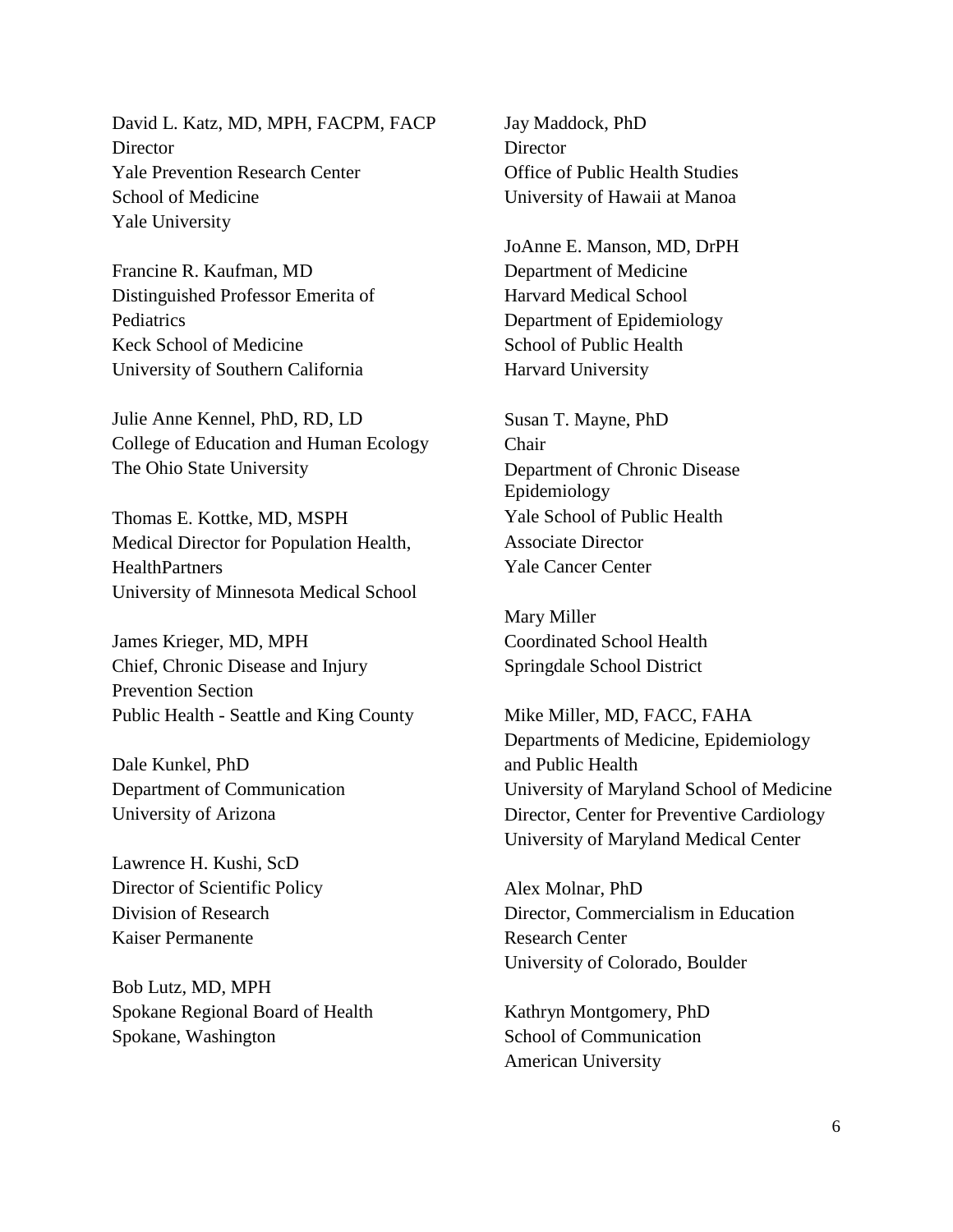David L. Katz, MD, MPH, FACPM, FACP
Director
Yale Prevention Research Center
School of Medicine
Yale University

Francine R. Kaufman, MD
Distinguished Professor Emerita of Pediatrics
Keck School of Medicine
University of Southern California

Julie Anne Kennel, PhD, RD, LD
College of Education and Human Ecology
The Ohio State University

Thomas E. Kottke, MD, MSPH
Medical Director for Population Health, HealthPartners
University of Minnesota Medical School

James Krieger, MD, MPH
Chief, Chronic Disease and Injury Prevention Section
Public Health - Seattle and King County

Dale Kunkel, PhD
Department of Communication
University of Arizona

Lawrence H. Kushi, ScD
Director of Scientific Policy
Division of Research
Kaiser Permanente

Bob Lutz, MD, MPH
Spokane Regional Board of Health
Spokane, Washington

Jay Maddock, PhD
Director
Office of Public Health Studies
University of Hawaii at Manoa

JoAnne E. Manson, MD, DrPH
Department of Medicine
Harvard Medical School
Department of Epidemiology
School of Public Health
Harvard University

Susan T. Mayne, PhD
Chair
Department of Chronic Disease Epidemiology
Yale School of Public Health
Associate Director
Yale Cancer Center

Mary Miller
Coordinated School Health
Springdale School District

Mike Miller, MD, FACC, FAHA
Departments of Medicine, Epidemiology and Public Health
University of Maryland School of Medicine
Director, Center for Preventive Cardiology
University of Maryland Medical Center

Alex Molnar, PhD
Director, Commercialism in Education Research Center
University of Colorado, Boulder

Kathryn Montgomery, PhD
School of Communication
American University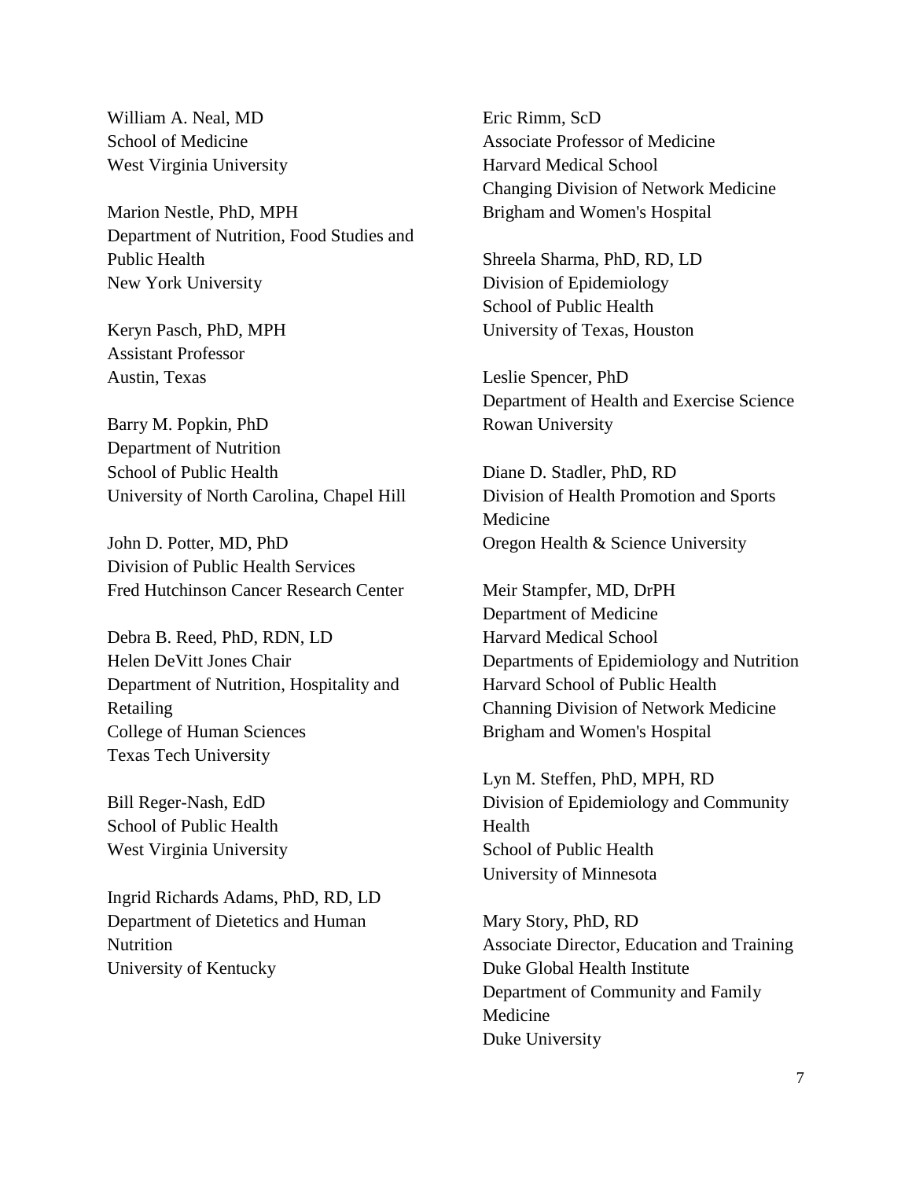William A. Neal, MD
School of Medicine
West Virginia University

Marion Nestle, PhD, MPH
Department of Nutrition, Food Studies and Public Health
New York University

Keryn Pasch, PhD, MPH
Assistant Professor
Austin, Texas

Barry M. Popkin, PhD
Department of Nutrition
School of Public Health
University of North Carolina, Chapel Hill

John D. Potter, MD, PhD
Division of Public Health Services
Fred Hutchinson Cancer Research Center

Debra B. Reed, PhD, RDN, LD
Helen DeVitt Jones Chair
Department of Nutrition, Hospitality and Retailing
College of Human Sciences
Texas Tech University

Bill Reger-Nash, EdD
School of Public Health
West Virginia University

Ingrid Richards Adams, PhD, RD, LD
Department of Dietetics and Human Nutrition
University of Kentucky

Eric Rimm, ScD
Associate Professor of Medicine
Harvard Medical School
Changing Division of Network Medicine
Brigham and Women's Hospital

Shreela Sharma, PhD, RD, LD
Division of Epidemiology
School of Public Health
University of Texas, Houston

Leslie Spencer, PhD
Department of Health and Exercise Science
Rowan University

Diane D. Stadler, PhD, RD
Division of Health Promotion and Sports Medicine
Oregon Health & Science University

Meir Stampfer, MD, DrPH
Department of Medicine
Harvard Medical School
Departments of Epidemiology and Nutrition
Harvard School of Public Health
Channing Division of Network Medicine
Brigham and Women's Hospital

Lyn M. Steffen, PhD, MPH, RD
Division of Epidemiology and Community Health
School of Public Health
University of Minnesota

Mary Story, PhD, RD
Associate Director, Education and Training
Duke Global Health Institute
Department of Community and Family Medicine
Duke University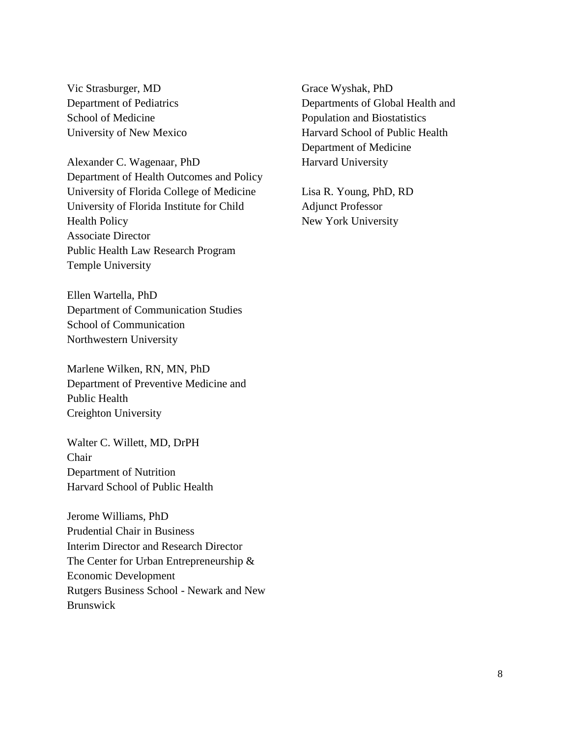Vic Strasburger, MD
Department of Pediatrics
School of Medicine
University of New Mexico

Alexander C. Wagenaar, PhD
Department of Health Outcomes and Policy
University of Florida College of Medicine
University of Florida Institute for Child Health Policy
Associate Director
Public Health Law Research Program
Temple University

Ellen Wartella, PhD
Department of Communication Studies
School of Communication
Northwestern University

Marlene Wilken, RN, MN, PhD
Department of Preventive Medicine and Public Health
Creighton University

Walter C. Willett, MD, DrPH
Chair
Department of Nutrition
Harvard School of Public Health

Jerome Williams, PhD
Prudential Chair in Business
Interim Director and Research Director
The Center for Urban Entrepreneurship & Economic Development
Rutgers Business School - Newark and New Brunswick

Grace Wyshak, PhD
Departments of Global Health and Population and Biostatistics
Harvard School of Public Health
Department of Medicine
Harvard University

Lisa R. Young, PhD, RD
Adjunct Professor
New York University